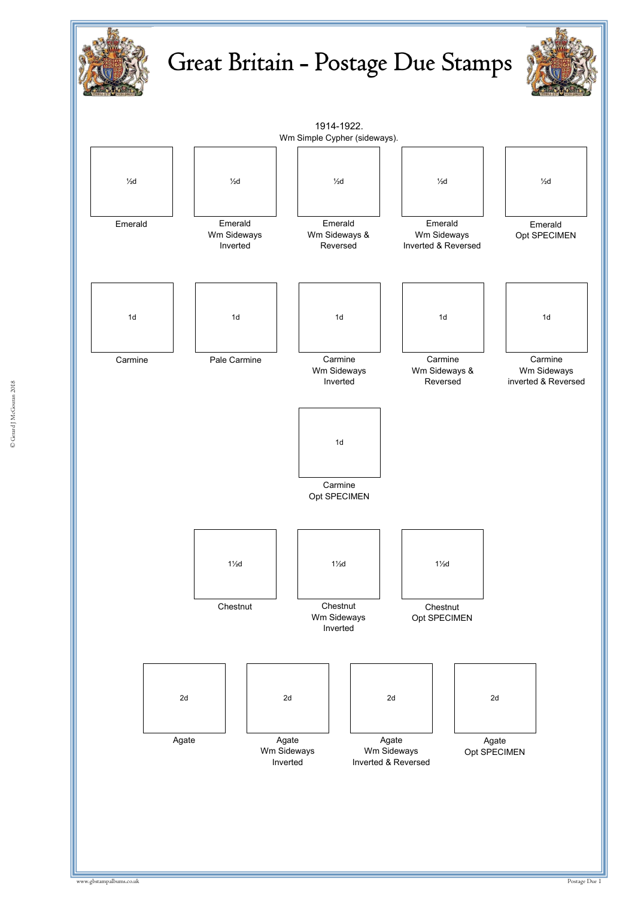# Great Britain - Postage Due Stamps

1914-1922.
Wm Simple Cypher (sideways).

| ½d | ½d | ½d | ½d | ½d |
|---|---|---|---|---|
| Emerald | Emerald Wm Sideways Inverted | Emerald Wm Sideways & Reversed | Emerald Wm Sideways Inverted & Reversed | Emerald Opt SPECIMEN |

| 1d | 1d | 1d | 1d | 1d |
|---|---|---|---|---|
| Carmine | Pale Carmine | Carmine Wm Sideways Inverted | Carmine Wm Sideways & Reversed | Carmine Wm Sideways inverted & Reversed |

| 1d |
|---|
| Carmine Opt SPECIMEN |

| 1½d | 1½d | 1½d |
|---|---|---|
| Chestnut | Chestnut Wm Sideways Inverted | Chestnut Opt SPECIMEN |

| 2d | 2d | 2d | 2d |
|---|---|---|---|
| Agate | Agate Wm Sideways Inverted | Agate Wm Sideways Inverted & Reversed | Agate Opt SPECIMEN |

© Gerard J McGouran 2018

www.gbstampalbums.co.uk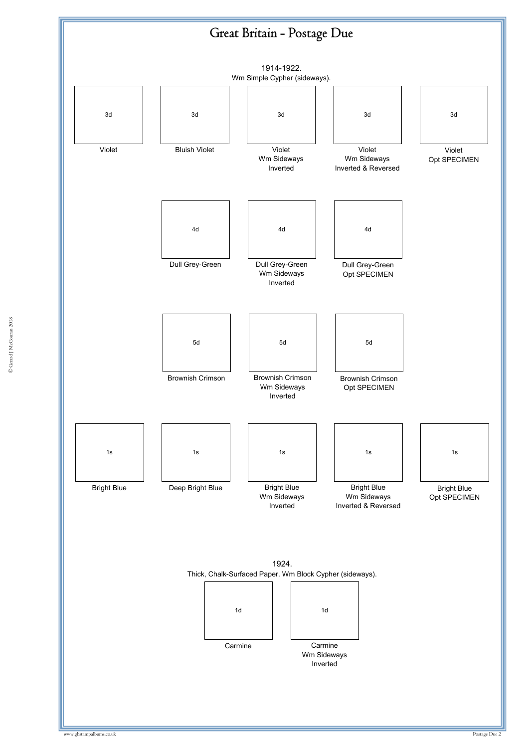# Great Britain - Postage Due

## 1914-1922.

Wm Simple Cypher (sideways).

| 3d | 3d | 3d | 3d | 3d |
|---|---|---|---|---|
| Violet | Bluish Violet | Violet Wm Sideways Inverted | Violet Wm Sideways Inverted & Reversed | Violet Opt SPECIMEN |

| 4d | 4d | 4d |
|---|---|---|
| Dull Grey-Green | Dull Grey-Green Wm Sideways Inverted | Dull Grey-Green Opt SPECIMEN |

| 5d | 5d | 5d |
|---|---|---|
| Brownish Crimson | Brownish Crimson Wm Sideways Inverted | Brownish Crimson Opt SPECIMEN |

| 1s | 1s | 1s | 1s | 1s |
|---|---|---|---|---|
| Bright Blue | Deep Bright Blue | Bright Blue Wm Sideways Inverted | Bright Blue Wm Sideways Inverted & Reversed | Bright Blue Opt SPECIMEN |

## 1924.

Thick, Chalk-Surfaced Paper. Wm Block Cypher (sideways).

| 1d | 1d |
|---|---|
| Carmine | Carmine Wm Sideways Inverted |

© Gerard J McGouran 2018

www.gbstampalbums.co.uk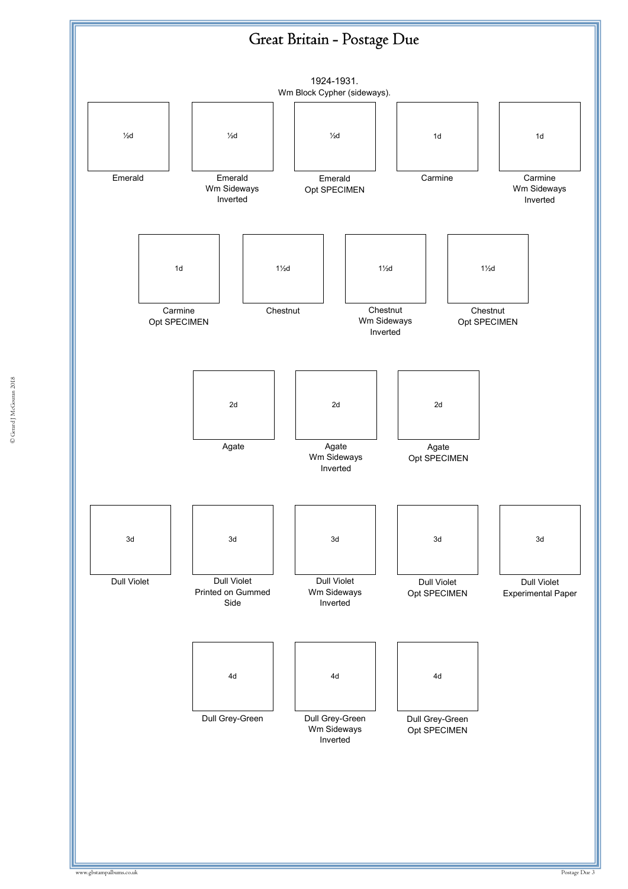# Great Britain - Postage Due

1924-1931.
Wm Block Cypher (sideways).

| ½d | ½d | ½d | 1d | 1d |
|---|---|---|---|---|
| Emerald | Emerald Wm Sideways Inverted | Emerald Opt SPECIMEN | Carmine | Carmine Wm Sideways Inverted |

| 1d | 1½d | 1½d | 1½d |
|---|---|---|---|
| Carmine Opt SPECIMEN | Chestnut | Chestnut Wm Sideways Inverted | Chestnut Opt SPECIMEN |

| 2d | 2d | 2d |
|---|---|---|
| Agate | Agate Wm Sideways Inverted | Agate Opt SPECIMEN |

| 3d | 3d | 3d | 3d | 3d |
|---|---|---|---|---|
| Dull Violet | Dull Violet Printed on Gummed Side | Dull Violet Wm Sideways Inverted | Dull Violet Opt SPECIMEN | Dull Violet Experimental Paper |

| 4d | 4d | 4d |
|---|---|---|
| Dull Grey-Green | Dull Grey-Green Wm Sideways Inverted | Dull Grey-Green Opt SPECIMEN |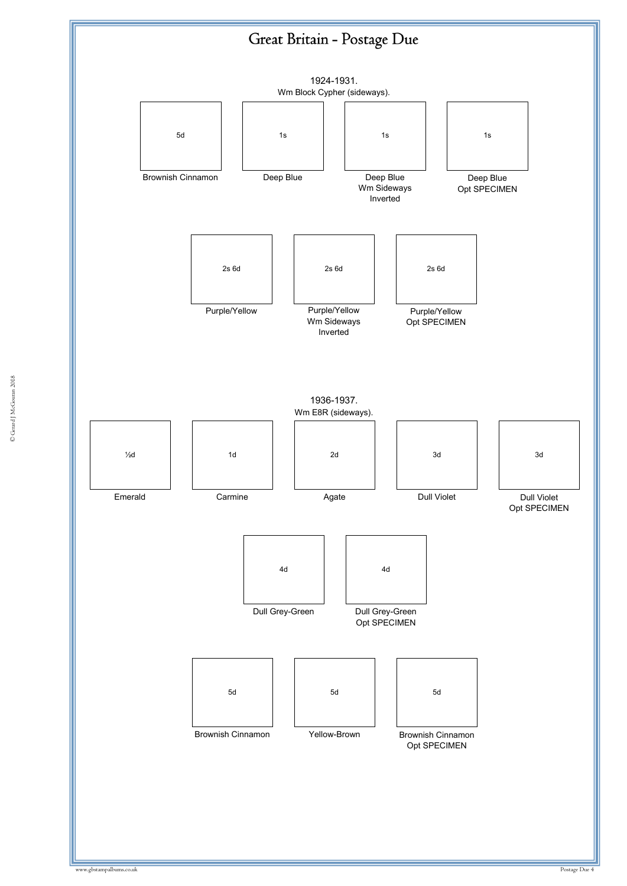# Great Britain - Postage Due

1924-1931.
Wm Block Cypher (sideways).

| 5d | 1s | 1s | 1s |
|---|---|---|---|
| Brownish Cinnamon | Deep Blue | Deep Blue Wm Sideways Inverted | Deep Blue Opt SPECIMEN |

| 2s 6d | 2s 6d | 2s 6d |
|---|---|---|
| Purple/Yellow | Purple/Yellow Wm Sideways Inverted | Purple/Yellow Opt SPECIMEN |

1936-1937.
Wm E8R (sideways).

| ½d | 1d | 2d | 3d | 3d |
|---|---|---|---|---|
| Emerald | Carmine | Agate | Dull Violet | Dull Violet Opt SPECIMEN |

| 4d | 4d |
|---|---|
| Dull Grey-Green | Dull Grey-Green Opt SPECIMEN |

| 5d | 5d | 5d |
|---|---|---|
| Brownish Cinnamon | Yellow-Brown | Brownish Cinnamon Opt SPECIMEN |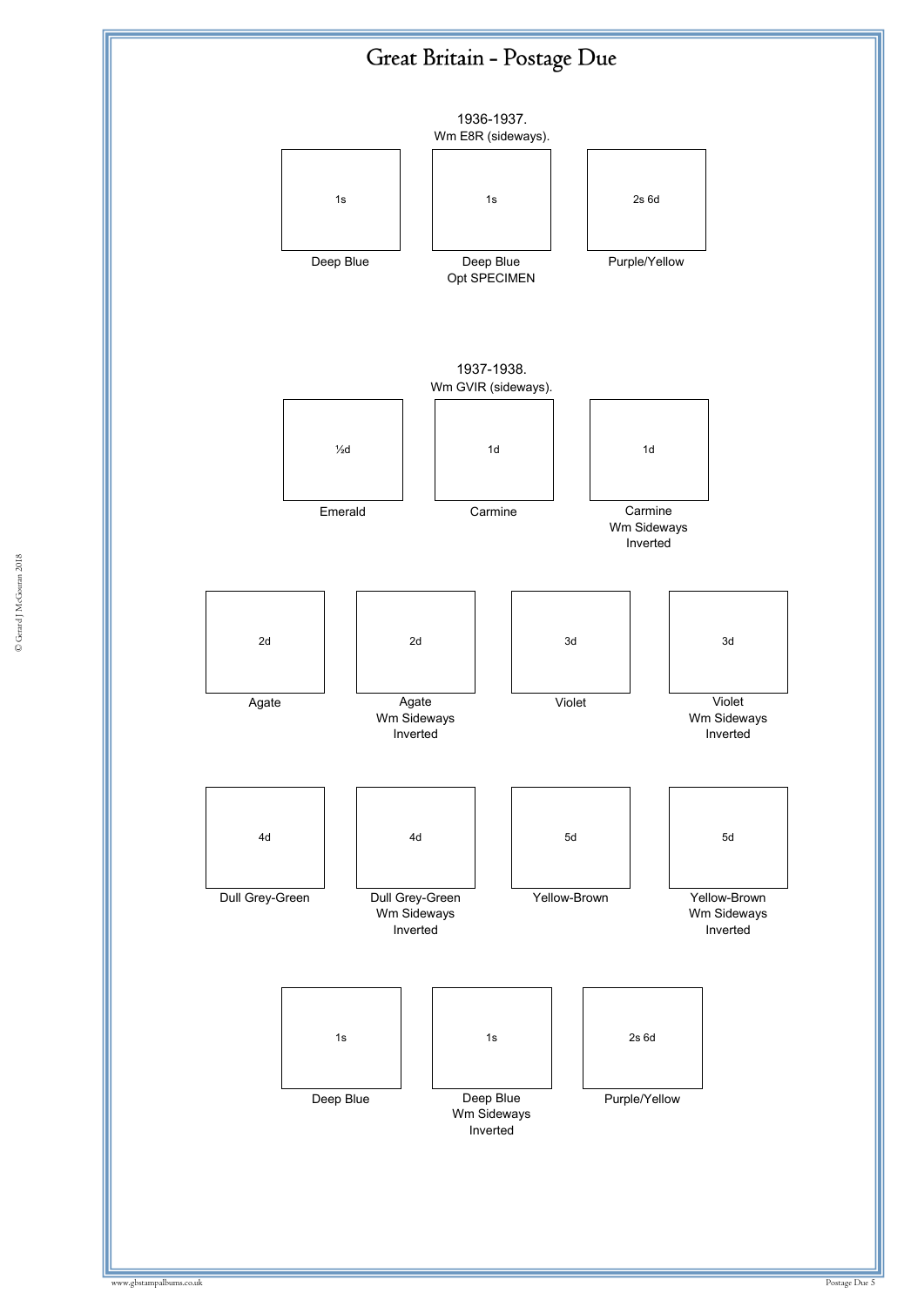# Great Britain - Postage Due

## 1936-1937.
Wm E8R (sideways).

| 1s | 1s | 2s 6d |
|---|---|---|
| Deep Blue | Deep Blue Opt SPECIMEN | Purple/Yellow |

## 1937-1938.
Wm GVIR (sideways).

| ½d | 1d | 1d |
|---|---|---|
| Emerald | Carmine | Carmine Wm Sideways Inverted |

| 2d | 2d | 3d | 3d |
|---|---|---|---|
| Agate | Agate Wm Sideways Inverted | Violet | Violet Wm Sideways Inverted |

| 4d | 4d | 5d | 5d |
|---|---|---|---|
| Dull Grey-Green | Dull Grey-Green Wm Sideways Inverted | Yellow-Brown | Yellow-Brown Wm Sideways Inverted |

| 1s | 1s | 2s 6d |
|---|---|---|
| Deep Blue | Deep Blue Wm Sideways Inverted | Purple/Yellow |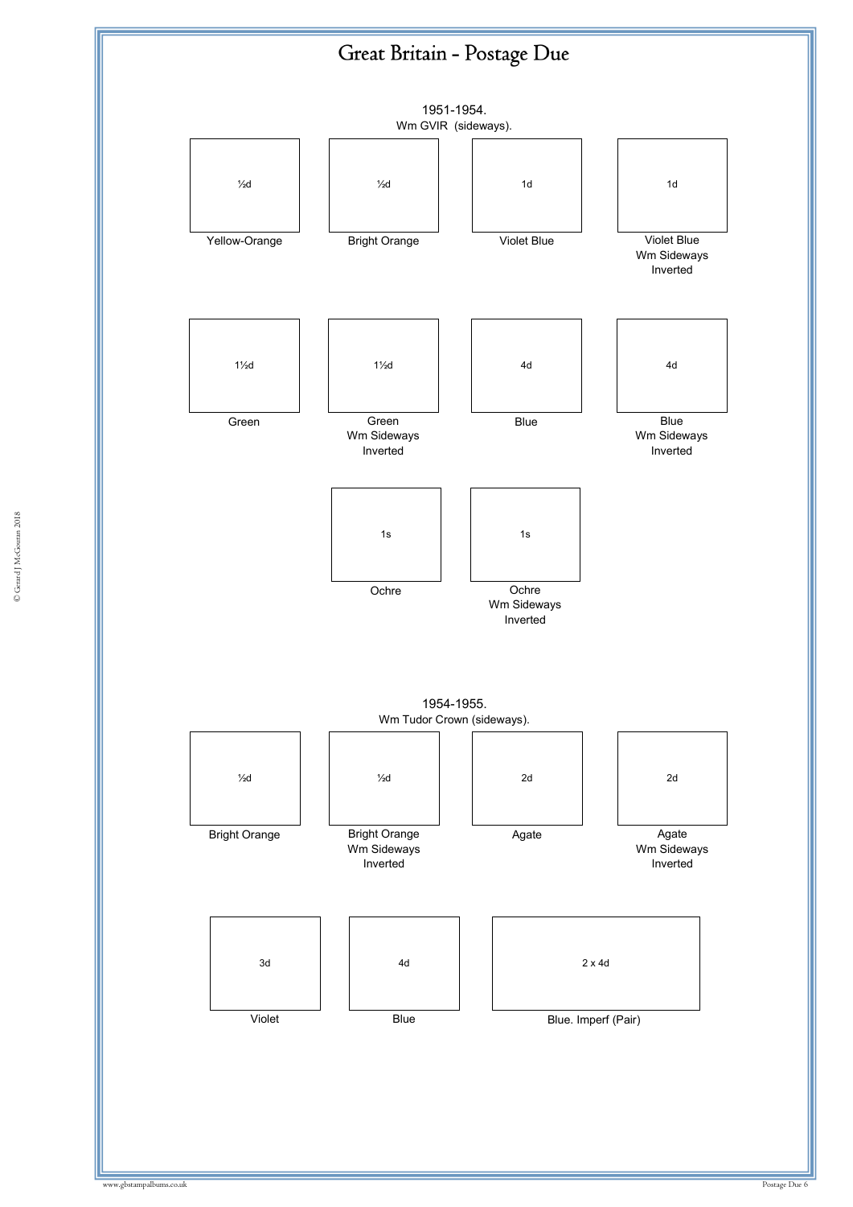# Great Britain - Postage Due

## 1951-1954.
Wm GVIR (sideways).

| ½d | ½d | 1d | 1d |
|---|---|---|---|
| Yellow-Orange | Bright Orange | Violet Blue | Violet Blue Wm Sideways Inverted |

| 1½d | 1½d | 4d | 4d |
|---|---|---|---|
| Green | Green Wm Sideways Inverted | Blue | Blue Wm Sideways Inverted |

| 1s | 1s |
|---|---|
| Ochre | Ochre Wm Sideways Inverted |

## 1954-1955.
Wm Tudor Crown (sideways).

| ½d | ½d | 2d | 2d |
|---|---|---|---|
| Bright Orange | Bright Orange Wm Sideways Inverted | Agate | Agate Wm Sideways Inverted |

| 3d | 4d | 2 x 4d |
|---|---|---|
| Violet | Blue | Blue. Imperf (Pair) |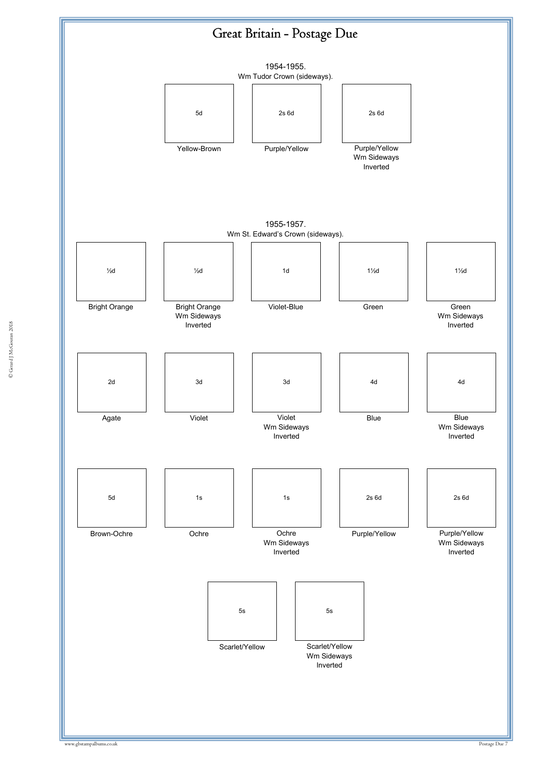# Great Britain - Postage Due

## 1954-1955.

Wm Tudor Crown (sideways).

| 5d | 2s 6d | 2s 6d |
| --- | --- | --- |
| Yellow-Brown | Purple/Yellow | Purple/Yellow Wm Sideways Inverted |

## 1955-1957.

Wm St. Edward's Crown (sideways).

| ½d | ½d | 1d | 1½d | 1½d |
| --- | --- | --- | --- | --- |
| Bright Orange | Bright Orange Wm Sideways Inverted | Violet-Blue | Green | Green Wm Sideways Inverted |

| 2d | 3d | 3d | 4d | 4d |
| --- | --- | --- | --- | --- |
| Agate | Violet | Violet Wm Sideways Inverted | Blue | Blue Wm Sideways Inverted |

| 5d | 1s | 1s | 2s 6d | 2s 6d |
| --- | --- | --- | --- | --- |
| Brown-Ochre | Ochre | Ochre Wm Sideways Inverted | Purple/Yellow | Purple/Yellow Wm Sideways Inverted |

| 5s | 5s |
| --- | --- |
| Scarlet/Yellow | Scarlet/Yellow Wm Sideways Inverted |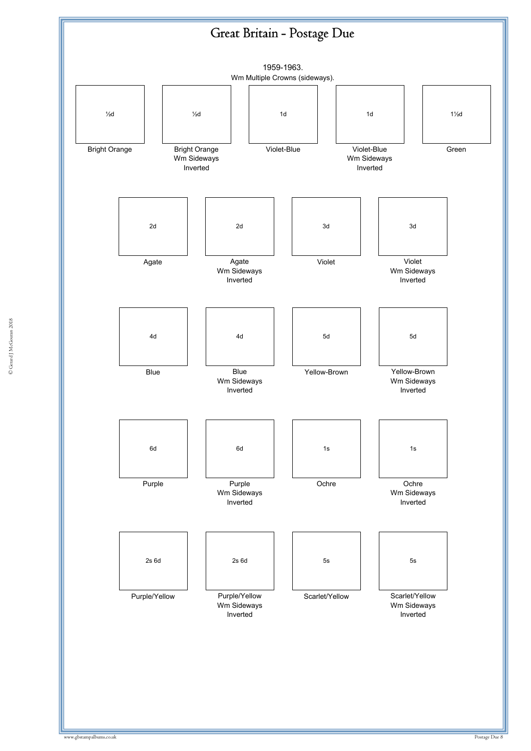# Great Britain - Postage Due

1959-1963.
Wm Multiple Crowns (sideways).

| ½d | ½d | 1d | 1d | 1½d |
|---|---|---|---|---|
| Bright Orange | Bright Orange Wm Sideways Inverted | Violet-Blue | Violet-Blue Wm Sideways Inverted | Green |

| 2d | 2d | 3d | 3d |
|---|---|---|---|
| Agate | Agate Wm Sideways Inverted | Violet | Violet Wm Sideways Inverted |

| 4d | 4d | 5d | 5d |
|---|---|---|---|
| Blue | Blue Wm Sideways Inverted | Yellow-Brown | Yellow-Brown Wm Sideways Inverted |

| 6d | 6d | 1s | 1s |
|---|---|---|---|
| Purple | Purple Wm Sideways Inverted | Ochre | Ochre Wm Sideways Inverted |

| 2s 6d | 2s 6d | 5s | 5s |
|---|---|---|---|
| Purple/Yellow | Purple/Yellow Wm Sideways Inverted | Scarlet/Yellow | Scarlet/Yellow Wm Sideways Inverted |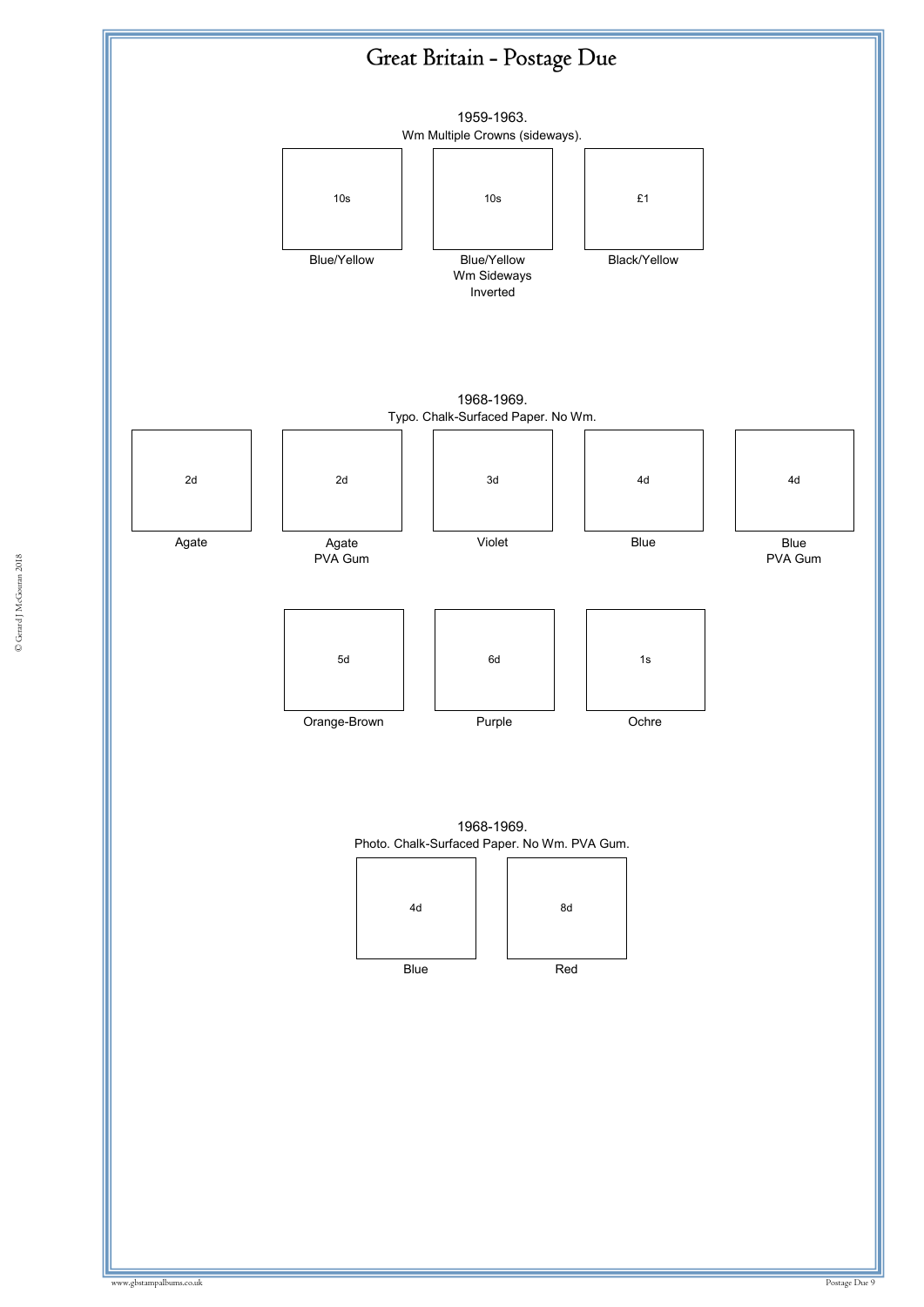# Great Britain - Postage Due

1959-1963.
Wm Multiple Crowns (sideways).

| 10s | 10s | £1 |
|---|---|---|
| Blue/Yellow | Blue/Yellow Wm Sideways Inverted | Black/Yellow |

1968-1969.
Typo. Chalk-Surfaced Paper. No Wm.

| 2d | 2d | 3d | 4d | 4d |
|---|---|---|---|---|
| Agate | Agate PVA Gum | Violet | Blue | Blue PVA Gum |

| 5d | 6d | 1s |
|---|---|---|
| Orange-Brown | Purple | Ochre |

1968-1969.
Photo. Chalk-Surfaced Paper. No Wm. PVA Gum.

| 4d | 8d |
|---|---|
| Blue | Red |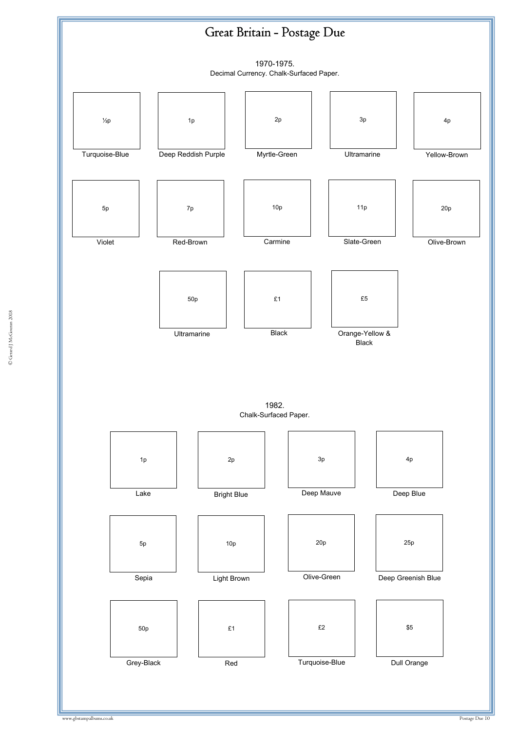# Great Britain - Postage Due

1970-1975.
Decimal Currency. Chalk-Surfaced Paper.

| ½p | 1p | 2p | 3p | 4p |
| --- | --- | --- | --- | --- |
| Turquoise-Blue | Deep Reddish Purple | Myrtle-Green | Ultramarine | Yellow-Brown |

| 5p | 7p | 10p | 11p | 20p |
| --- | --- | --- | --- | --- |
| Violet | Red-Brown | Carmine | Slate-Green | Olive-Brown |

| 50p | £1 | £5 |
| --- | --- | --- |
| Ultramarine | Black | Orange-Yellow & Black |

1982.
Chalk-Surfaced Paper.

| 1p | 2p | 3p | 4p |
| --- | --- | --- | --- |
| Lake | Bright Blue | Deep Mauve | Deep Blue |

| 5p | 10p | 20p | 25p |
| --- | --- | --- | --- |
| Sepia | Light Brown | Olive-Green | Deep Greenish Blue |

| 50p | £1 | £2 | $5 |
| --- | --- | --- | --- |
| Grey-Black | Red | Turquoise-Blue | Dull Orange |

© Gerard J McGouran 2018

www.gbstampalbums.co.uk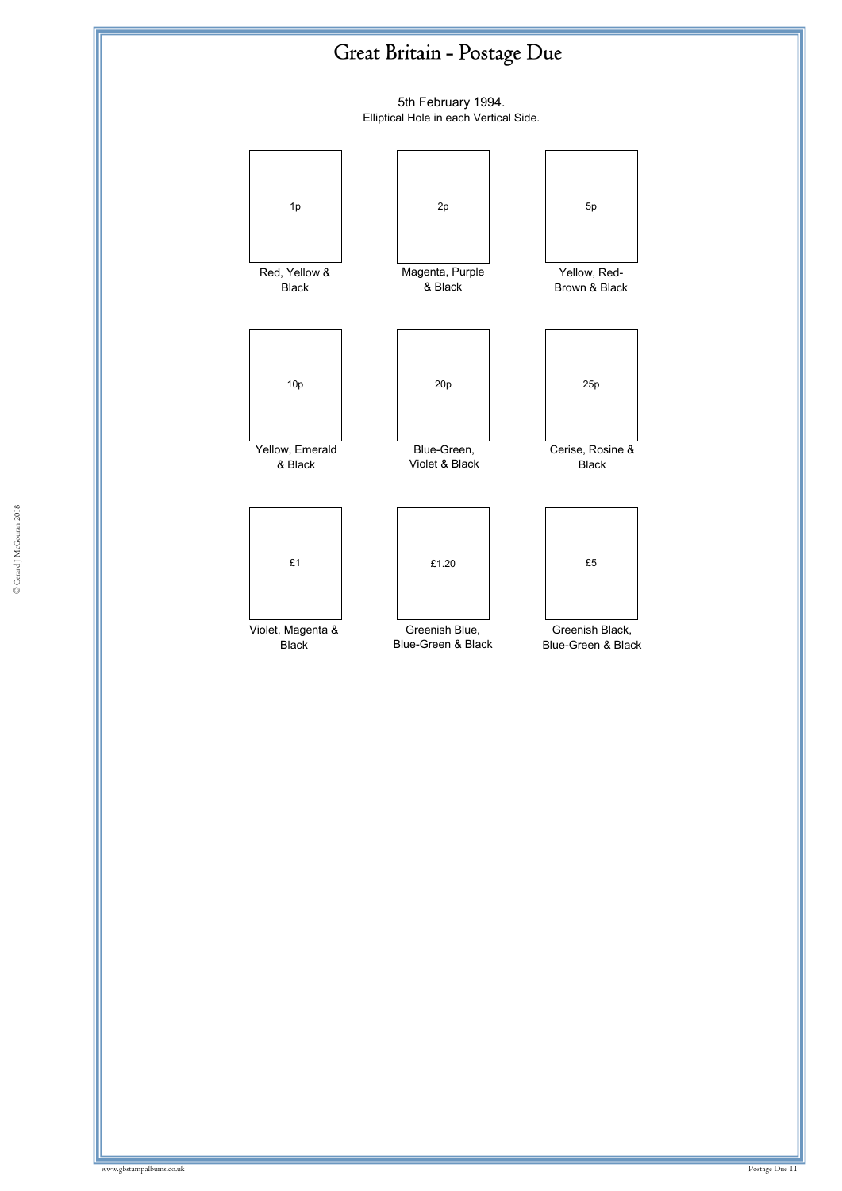# Great Britain - Postage Due

5th February 1994.
Elliptical Hole in each Vertical Side.

| | | |
|---|---|---|
| 1p | 2p | 5p |
| Red, Yellow & Black | Magenta, Purple & Black | Yellow, Red-Brown & Black |
| 10p | 20p | 25p |
| Yellow, Emerald & Black | Blue-Green, Violet & Black | Cerise, Rosine & Black |
| £1 | £1.20 | £5 |
| Violet, Magenta & Black | Greenish Blue, Blue-Green & Black | Greenish Black, Blue-Green & Black |